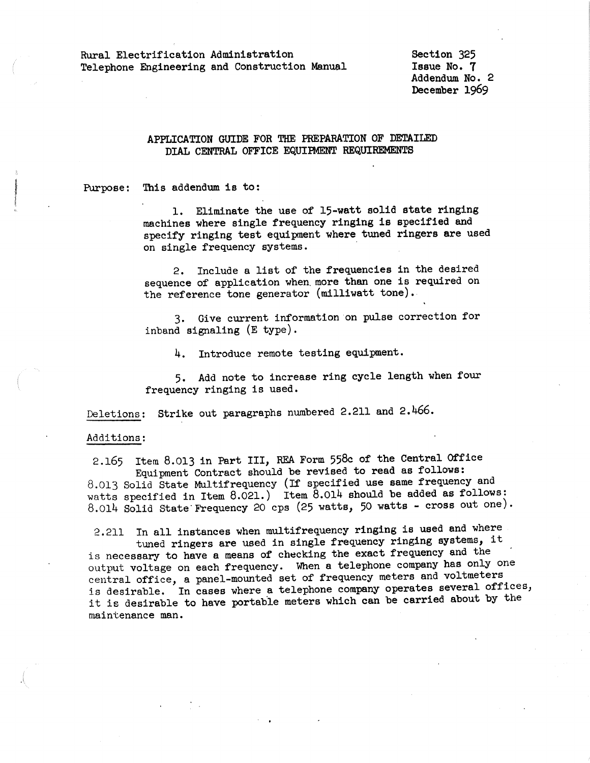Rural Electrification Administration
Telephone Engineering and Construction Manual

Section 325
Issue No. 7
Addendum No. 2
December 1969

## APPLICATION GUIDE FOR THE PREPARATION OF DETAILED DIAL CENTRAL OFFICE EQUIPMENT REQUIREMENTS

Purpose: This addendum is to:

1. Eliminate the use of 15-watt solid state ringing machines where single frequency ringing is specified and specify ringing test equipment where tuned ringers are used on single frequency systems.

2. Include a list of the frequencies in the desired sequence of application when more than one is required on the reference tone generator (milliwatt tone).

3. Give current information on pulse correction for inband signaling (E type).

4. Introduce remote testing equipment.

5. Add note to increase ring cycle length when four frequency ringing is used.

Deletions: Strike out paragraphs numbered 2.211 and 2.466.

Additions:

2.165 Item 8.013 in Part III, REA Form 558c of the Central Office Equipment Contract should be revised to read as follows: 8.013 Solid State Multifrequency (If specified use same frequency and watts specified in Item 8.021.) Item 8.014 should be added as follows: 8.014 Solid State Frequency 20 cps (25 watts, 50 watts - cross out one).

2.211 In all instances when multifrequency ringing is used and where tuned ringers are used in single frequency ringing systems, it is necessary to have a means of checking the exact frequency and the output voltage on each frequency. When a telephone company has only one central office, a panel-mounted set of frequency meters and voltmeters is desirable. In cases where a telephone company operates several offices, it is desirable to have portable meters which can be carried about by the maintenance man.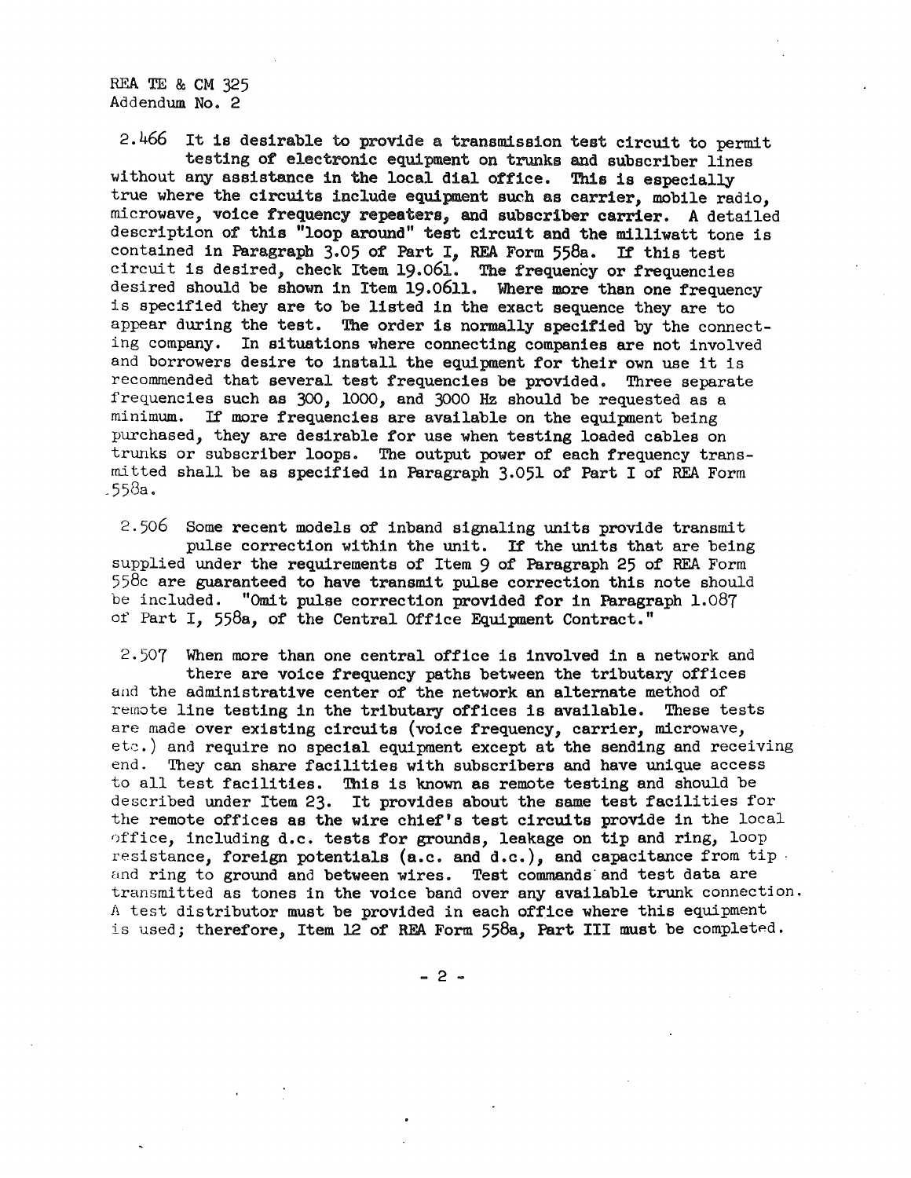2.466 It is desirable to provide a transmission test circuit to permit testing of electronic equipment on trunks and subscriber lines without any assistance in the local dial office. This is especially true where the circuits include equipment such as carrier, mobile radio, microwave, voice frequency repeaters, and subscriber carrier. A detailed description of this "loop around" test circuit and the milliwatt tone is contained in Paragraph 3.05 of Part I, REA Form 558a. If this test circuit is desired, check Item 19.061. The frequency or frequencies desired should be shown in Item 19.0611. Where more than one frequency is specified they are to be listed in the exact sequence they are to appear during the test. The order is normally specified by the connecting company. In situations where connecting companies are not involved and borrowers desire to install the equipment for their own use it is recommended that several test frequencies be provided. Three separate frequencies such as 300, 1000, and 3000 Hz should be requested as a minimum. If more frequencies are available on the equipment being purchased, they are desirable for use when testing loaded cables on trunks or subscriber loops. The output power of each frequency transmitted shall be as specified in Paragraph 3.051 of Part I of REA Form 558a.

2.506 Some recent models of inband signaling units provide transmit pulse correction within the unit. If the units that are being supplied under the requirements of Item 9 of Paragraph 25 of REA Form 558c are guaranteed to have transmit pulse correction this note should be included. "Omit pulse correction provided for in Paragraph 1.087 of Part I, 558a, of the Central Office Equipment Contract."

2.507 When more than one central office is involved in a network and there are voice frequency paths between the tributary offices and the administrative center of the network an alternate method of remote line testing in the tributary offices is available. These tests are made over existing circuits (voice frequency, carrier, microwave, etc.) and require no special equipment except at the sending and receiving end. They can share facilities with subscribers and have unique access to all test facilities. This is known as remote testing and should be described under Item 23. It provides about the same test facilities for the remote offices as the wire chief's test circuits provide in the local office, including d.c. tests for grounds, leakage on tip and ring, loop resistance, foreign potentials (a.c. and d.c.), and capacitance from tip and ring to ground and between wires. Test commands and test data are transmitted as tones in the voice band over any available trunk connection. A test distributor must be provided in each office where this equipment is used; therefore, Item 12 of REA Form 558a, Part III must be completed.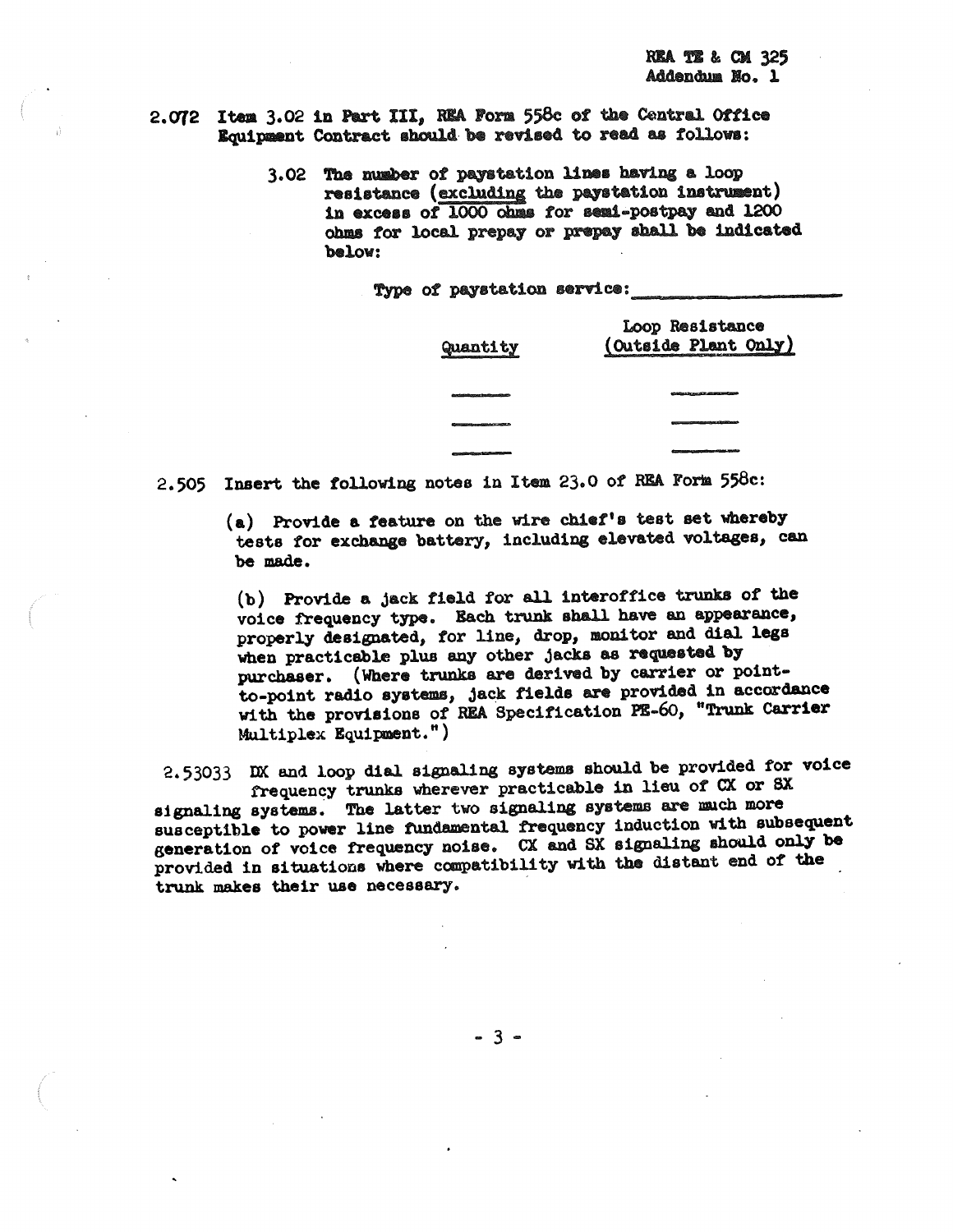2.072 Item 3.02 in Part III, REA Form 558c of the Central Office Equipment Contract should be revised to read as follows:

> 3.02 The number of paystation lines having a loop resistance (excluding the paystation instrument) in excess of 1000 ohms for semi-postpay and 1200 ohms for local prepay or prepay shall be indicated below:
>
> Type of paystation service: ____________________
>
> | Quantity | Loop Resistance (Outside Plant Only) |
> |---|---|
> | ______ | ______ |
> | ______ | ______ |
> | ______ | ______ |

2.505 Insert the following notes in Item 23.0 of REA Form 558c:

(a) Provide a feature on the wire chief's test set whereby tests for exchange battery, including elevated voltages, can be made.

(b) Provide a jack field for all interoffice trunks of the voice frequency type. Each trunk shall have an appearance, properly designated, for line, drop, monitor and dial legs when practicable plus any other jacks as requested by purchaser. (Where trunks are derived by carrier or point-to-point radio systems, jack fields are provided in accordance with the provisions of REA Specification PE-60, "Trunk Carrier Multiplex Equipment.")

2.53033 DX and loop dial signaling systems should be provided for voice frequency trunks wherever practicable in lieu of CX or SX signaling systems. The latter two signaling systems are much more susceptible to power line fundamental frequency induction with subsequent generation of voice frequency noise. CX and SX signaling should only be provided in situations where compatibility with the distant end of the trunk makes their use necessary.